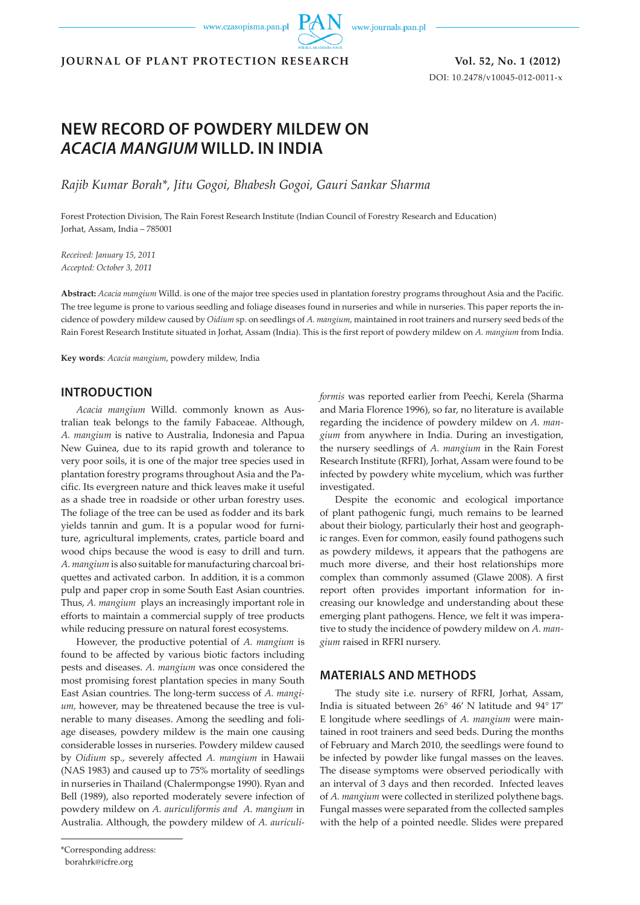# NEW RECORD OF POWDERY MILDEW ON *ACACIA MANGIUM* WILLD. IN INDIA

*Rajib Kumar Borah\*, Jitu Gogoi, Bhabesh Gogoi, Gauri Sankar Sharma*

Forest Protection Division, The Rain Forest Research Institute (Indian Council of Forestry Research and Education)
Jorhat, Assam, India – 785001

*Received: January 15, 2011*
*Accepted: October 3, 2011*

**Abstract:** *Acacia mangium* Willd. is one of the major tree species used in plantation forestry programs throughout Asia and the Pacific. The tree legume is prone to various seedling and foliage diseases found in nurseries and while in nurseries. This paper reports the incidence of powdery mildew caused by *Oidium* sp. on seedlings of *A. mangium*, maintained in root trainers and nursery seed beds of the Rain Forest Research Institute situated in Jorhat, Assam (India). This is the first report of powdery mildew on *A. mangium* from India.

**Key words**: *Acacia mangium*, powdery mildew, India

## INTRODUCTION

*Acacia mangium* Willd. commonly known as Australian teak belongs to the family Fabaceae. Although, *A. mangium* is native to Australia, Indonesia and Papua New Guinea, due to its rapid growth and tolerance to very poor soils, it is one of the major tree species used in plantation forestry programs throughout Asia and the Pacific. Its evergreen nature and thick leaves make it useful as a shade tree in roadside or other urban forestry uses. The foliage of the tree can be used as fodder and its bark yields tannin and gum. It is a popular wood for furniture, agricultural implements, crates, particle board and wood chips because the wood is easy to drill and turn. *A. mangium* is also suitable for manufacturing charcoal briquettes and activated carbon. In addition, it is a common pulp and paper crop in some South East Asian countries. Thus, *A. mangium* plays an increasingly important role in efforts to maintain a commercial supply of tree products while reducing pressure on natural forest ecosystems.

However, the productive potential of *A. mangium* is found to be affected by various biotic factors including pests and diseases. *A. mangium* was once considered the most promising forest plantation species in many South East Asian countries. The long-term success of *A. mangium,* however, may be threatened because the tree is vulnerable to many diseases. Among the seedling and foliage diseases, powdery mildew is the main one causing considerable losses in nurseries. Powdery mildew caused by *Oidium* sp., severely affected *A. mangium* in Hawaii (NAS 1983) and caused up to 75% mortality of seedlings in nurseries in Thailand (Chalermpongse 1990). Ryan and Bell (1989), also reported moderately severe infection of powdery mildew on *A. auriculiformis and A. mangium* in Australia. Although, the powdery mildew of *A. auriculiformis* was reported earlier from Peechi, Kerela (Sharma and Maria Florence 1996), so far, no literature is available regarding the incidence of powdery mildew on *A. mangium* from anywhere in India. During an investigation, the nursery seedlings of *A. mangium* in the Rain Forest Research Institute (RFRI), Jorhat, Assam were found to be infected by powdery white mycelium, which was further investigated.

Despite the economic and ecological importance of plant pathogenic fungi, much remains to be learned about their biology, particularly their host and geographic ranges. Even for common, easily found pathogens such as powdery mildews, it appears that the pathogens are much more diverse, and their host relationships more complex than commonly assumed (Glawe 2008). A first report often provides important information for increasing our knowledge and understanding about these emerging plant pathogens. Hence, we felt it was imperative to study the incidence of powdery mildew on *A. mangium* raised in RFRI nursery.

## MATERIALS AND METHODS

The study site i.e. nursery of RFRI, Jorhat, Assam, India is situated between 26° 46′ N latitude and 94° 17′ E longitude where seedlings of *A. mangium* were maintained in root trainers and seed beds. During the months of February and March 2010, the seedlings were found to be infected by powder like fungal masses on the leaves. The disease symptoms were observed periodically with an interval of 3 days and then recorded. Infected leaves of *A. mangium* were collected in sterilized polythene bags. Fungal masses were separated from the collected samples with the help of a pointed needle. Slides were prepared

\*Corresponding address:
borahrk@icfre.org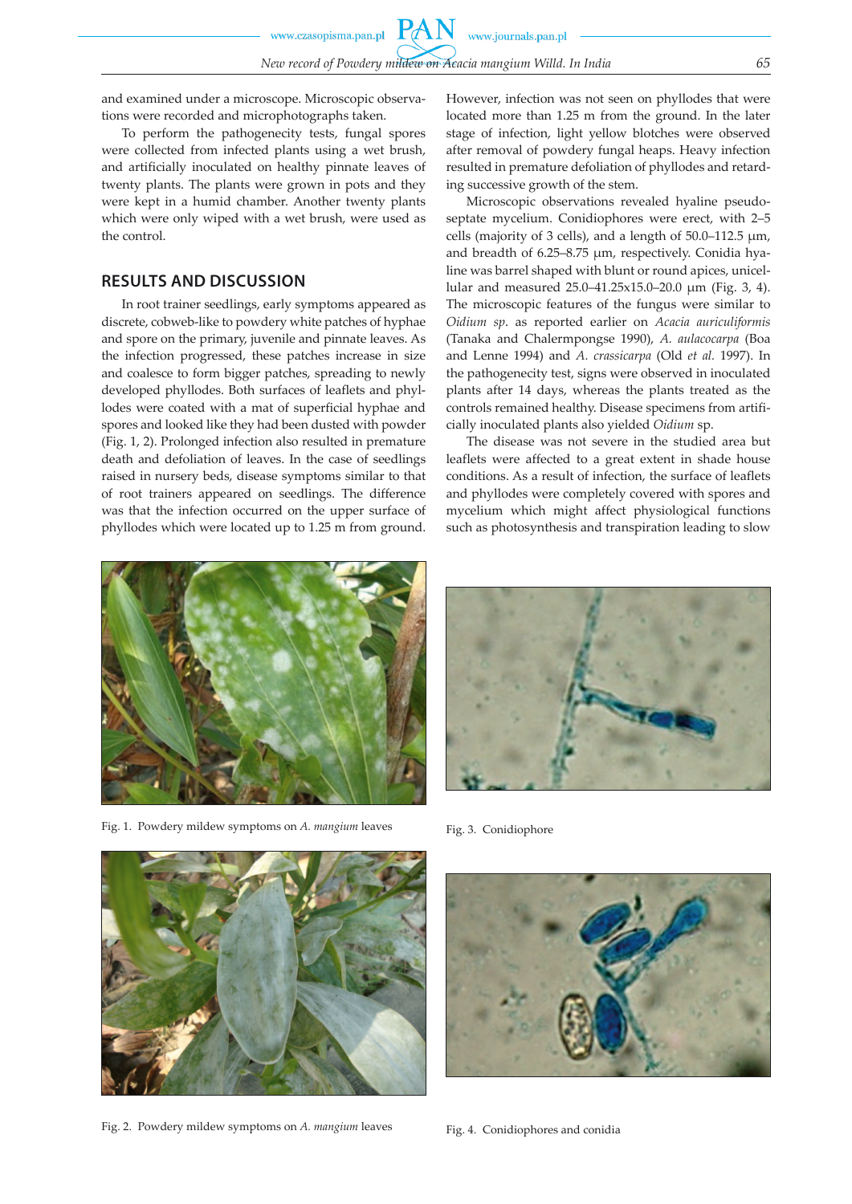and examined under a microscope. Microscopic observations were recorded and microphotographs taken.

To perform the pathogenecity tests, fungal spores were collected from infected plants using a wet brush, and artificially inoculated on healthy pinnate leaves of twenty plants. The plants were grown in pots and they were kept in a humid chamber. Another twenty plants which were only wiped with a wet brush, were used as the control.

## RESULTS AND DISCUSSION

In root trainer seedlings, early symptoms appeared as discrete, cobweb-like to powdery white patches of hyphae and spore on the primary, juvenile and pinnate leaves. As the infection progressed, these patches increase in size and coalesce to form bigger patches, spreading to newly developed phyllodes. Both surfaces of leaflets and phyllodes were coated with a mat of superficial hyphae and spores and looked like they had been dusted with powder (Fig. 1, 2). Prolonged infection also resulted in premature death and defoliation of leaves. In the case of seedlings raised in nursery beds, disease symptoms similar to that of root trainers appeared on seedlings. The difference was that the infection occurred on the upper surface of phyllodes which were located up to 1.25 m from ground. However, infection was not seen on phyllodes that were located more than 1.25 m from the ground. In the later stage of infection, light yellow blotches were observed after removal of powdery fungal heaps. Heavy infection resulted in premature defoliation of phyllodes and retarding successive growth of the stem.

Microscopic observations revealed hyaline pseudoseptate mycelium. Conidiophores were erect, with 2–5 cells (majority of 3 cells), and a length of 50.0–112.5 μm, and breadth of 6.25–8.75 μm, respectively. Conidia hyaline was barrel shaped with blunt or round apices, unicellular and measured 25.0–41.25x15.0–20.0 μm (Fig. 3, 4). The microscopic features of the fungus were similar to *Oidium sp*. as reported earlier on *Acacia auriculiformis* (Tanaka and Chalermpongse 1990), *A. aulacocarpa* (Boa and Lenne 1994) and *A. crassicarpa* (Old *et al.* 1997). In the pathogenecity test, signs were observed in inoculated plants after 14 days, whereas the plants treated as the controls remained healthy. Disease specimens from artificially inoculated plants also yielded *Oidium* sp.

The disease was not severe in the studied area but leaflets were affected to a great extent in shade house conditions. As a result of infection, the surface of leaflets and phyllodes were completely covered with spores and mycelium which might affect physiological functions such as photosynthesis and transpiration leading to slow

Fig. 1. Powdery mildew symptoms on *A. mangium* leaves

Fig. 3. Conidiophore

Fig. 2. Powdery mildew symptoms on *A. mangium* leaves

Fig. 4. Conidiophores and conidia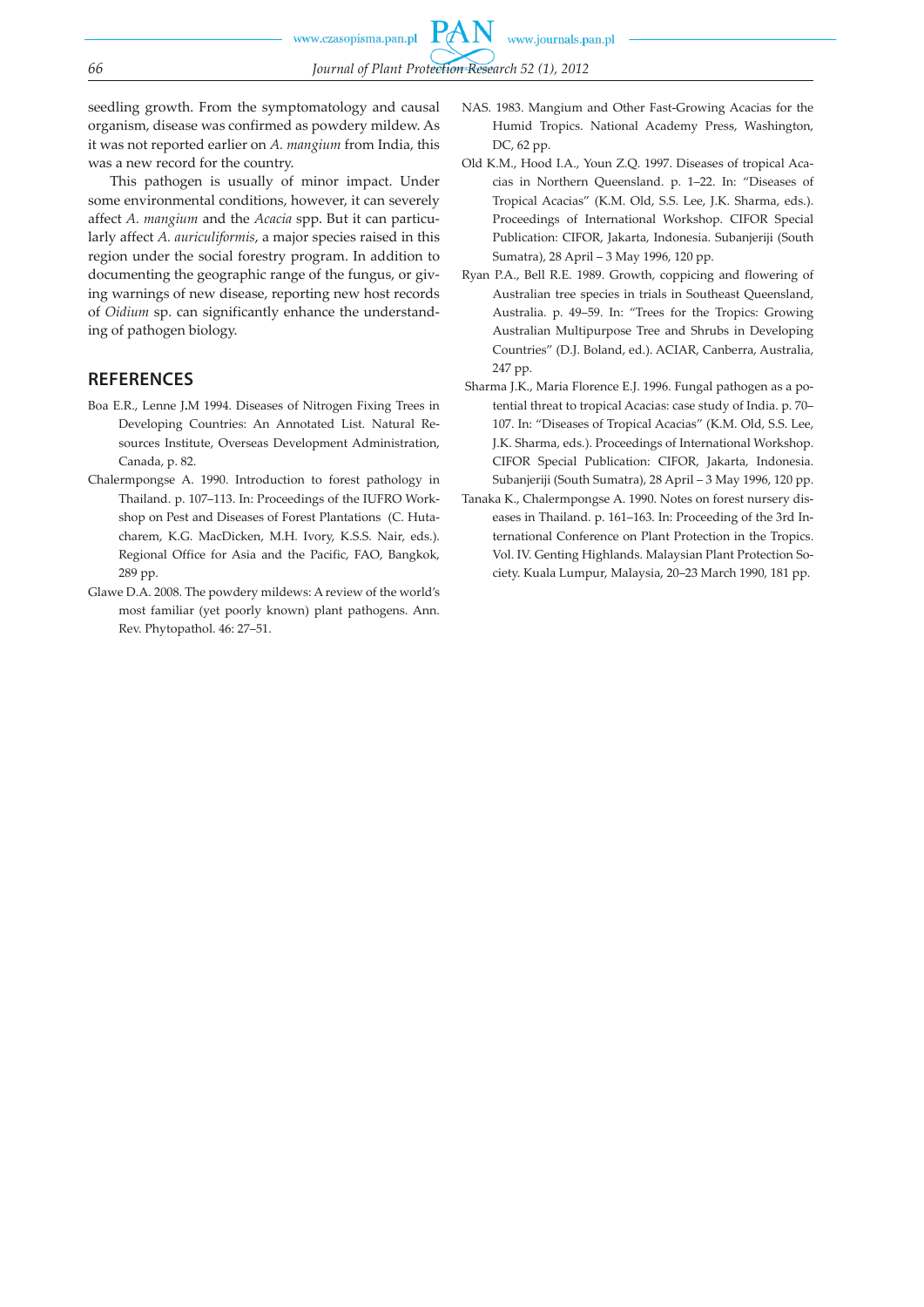seedling growth. From the symptomatology and causal organism, disease was confirmed as powdery mildew. As it was not reported earlier on *A. mangium* from India, this was a new record for the country.

This pathogen is usually of minor impact. Under some environmental conditions, however, it can severely affect *A. mangium* and the *Acacia* spp. But it can particularly affect *A. auriculiformis*, a major species raised in this region under the social forestry program. In addition to documenting the geographic range of the fungus, or giving warnings of new disease, reporting new host records of *Oidium* sp. can significantly enhance the understanding of pathogen biology.

## REFERENCES

Boa E.R., Lenne J.M 1994. Diseases of Nitrogen Fixing Trees in Developing Countries: An Annotated List. Natural Resources Institute, Overseas Development Administration, Canada, p. 82.

Chalermpongse A. 1990. Introduction to forest pathology in Thailand. p. 107–113. In: Proceedings of the IUFRO Workshop on Pest and Diseases of Forest Plantations (C. Hutacharem, K.G. MacDicken, M.H. Ivory, K.S.S. Nair, eds.). Regional Office for Asia and the Pacific, FAO, Bangkok, 289 pp.

Glawe D.A. 2008. The powdery mildews: A review of the world's most familiar (yet poorly known) plant pathogens. Ann. Rev. Phytopathol. 46: 27–51.

NAS. 1983. Mangium and Other Fast-Growing Acacias for the Humid Tropics. National Academy Press, Washington, DC, 62 pp.

Old K.M., Hood I.A., Youn Z.Q. 1997. Diseases of tropical Acacias in Northern Queensland. p. 1–22. In: "Diseases of Tropical Acacias" (K.M. Old, S.S. Lee, J.K. Sharma, eds.). Proceedings of International Workshop. CIFOR Special Publication: CIFOR, Jakarta, Indonesia. Subanjeriji (South Sumatra), 28 April – 3 May 1996, 120 pp.

Ryan P.A., Bell R.E. 1989. Growth, coppicing and flowering of Australian tree species in trials in Southeast Queensland, Australia. p. 49–59. In: "Trees for the Tropics: Growing Australian Multipurpose Tree and Shrubs in Developing Countries" (D.J. Boland, ed.). ACIAR, Canberra, Australia, 247 pp.

Sharma J.K., Maria Florence E.J. 1996. Fungal pathogen as a potential threat to tropical Acacias: case study of India. p. 70–107. In: "Diseases of Tropical Acacias" (K.M. Old, S.S. Lee, J.K. Sharma, eds.). Proceedings of International Workshop. CIFOR Special Publication: CIFOR, Jakarta, Indonesia. Subanjeriji (South Sumatra), 28 April – 3 May 1996, 120 pp.

Tanaka K., Chalermpongse A. 1990. Notes on forest nursery diseases in Thailand. p. 161–163. In: Proceeding of the 3rd International Conference on Plant Protection in the Tropics. Vol. IV. Genting Highlands. Malaysian Plant Protection Society. Kuala Lumpur, Malaysia, 20–23 March 1990, 181 pp.